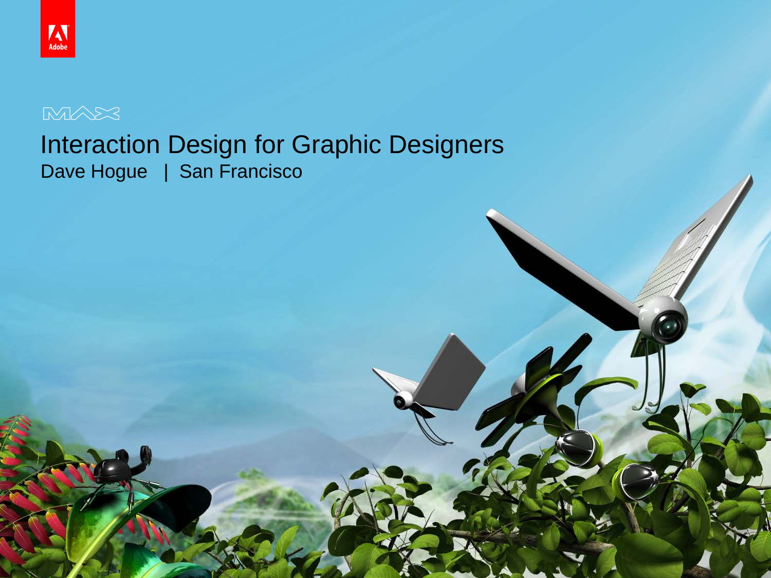MAX

# Interaction Design for Graphic Designers

Dave Hogue | San Francisco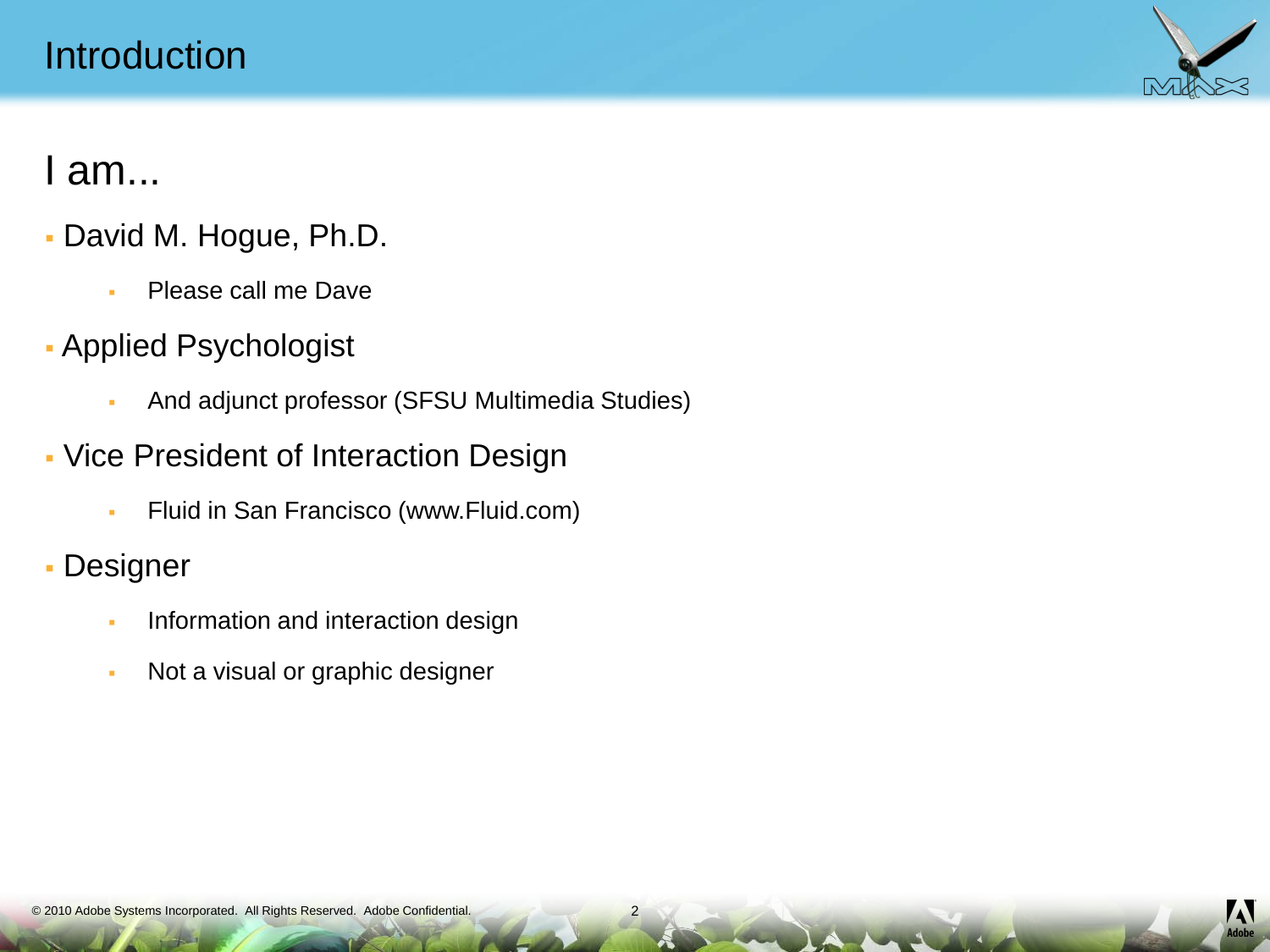# Introduction

## I am...

- David M. Hogue, Ph.D.
  - Please call me Dave
- Applied Psychologist
  - And adjunct professor (SFSU Multimedia Studies)
- Vice President of Interaction Design
  - Fluid in San Francisco (www.Fluid.com)
- Designer
  - Information and interaction design
  - Not a visual or graphic designer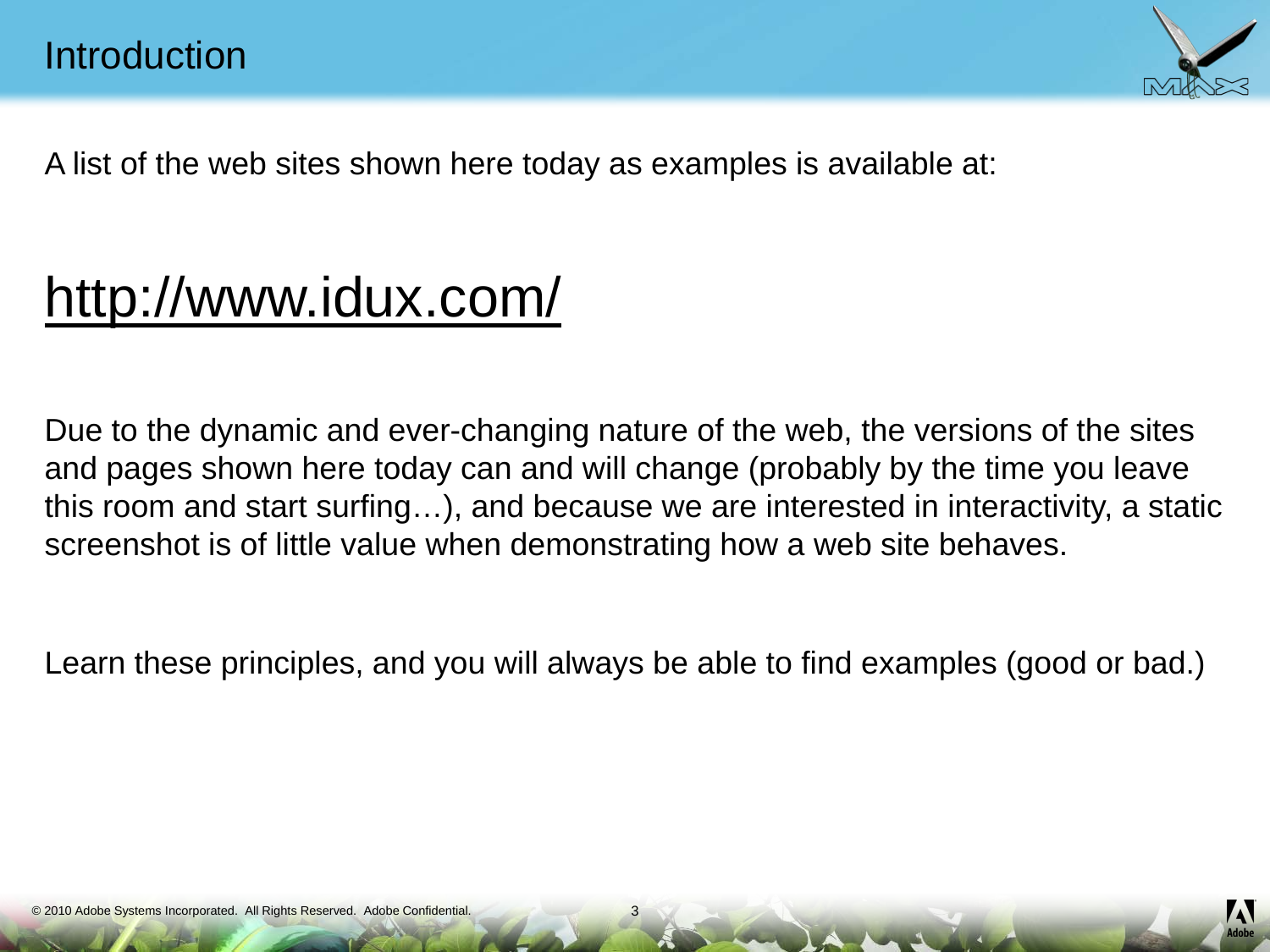# Introduction

A list of the web sites shown here today as examples is available at:

## http://www.idux.com/

Due to the dynamic and ever-changing nature of the web, the versions of the sites and pages shown here today can and will change (probably by the time you leave this room and start surfing…), and because we are interested in interactivity, a static screenshot is of little value when demonstrating how a web site behaves.

Learn these principles, and you will always be able to find examples (good or bad.)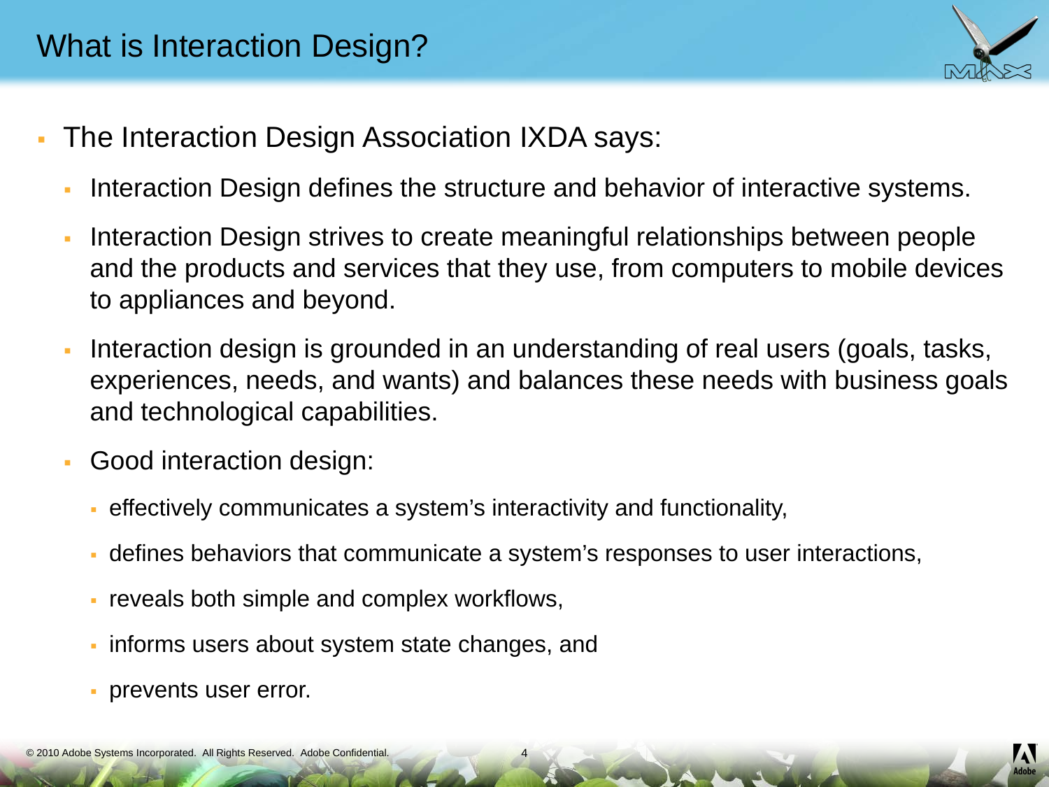# What is Interaction Design?

- The Interaction Design Association IXDA says:
  - Interaction Design defines the structure and behavior of interactive systems.
  - Interaction Design strives to create meaningful relationships between people and the products and services that they use, from computers to mobile devices to appliances and beyond.
  - Interaction design is grounded in an understanding of real users (goals, tasks, experiences, needs, and wants) and balances these needs with business goals and technological capabilities.
  - Good interaction design:
    - effectively communicates a system's interactivity and functionality,
    - defines behaviors that communicate a system's responses to user interactions,
    - reveals both simple and complex workflows,
    - informs users about system state changes, and
    - prevents user error.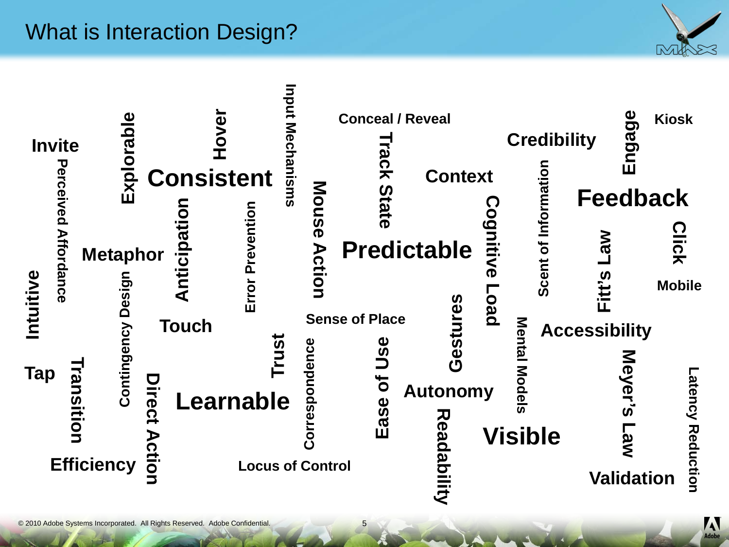# What is Interaction Design?

Invite
Perceived Affordance
Explorable
Hover
Consistent
Input Mechanisms
Conceal / Reveal
Track State
Credibility
Engage
Kiosk
Context
Scent of Information
Feedback
Intuitive
Metaphor
Anticipation
Error Prevention
Mouse Action
Predictable
Cognitive Load
Fitt's Law
Click
Mobile
Contingency Design
Touch
Sense of Place
Gestures
Mental Models
Accessibility
Tap
Transition
Direct Action
Trust
Correspondence
Ease of Use
Autonomy
Meyer's Law
Latency Reduction
Learnable
Readability
Visible
Efficiency
Locus of Control
Validation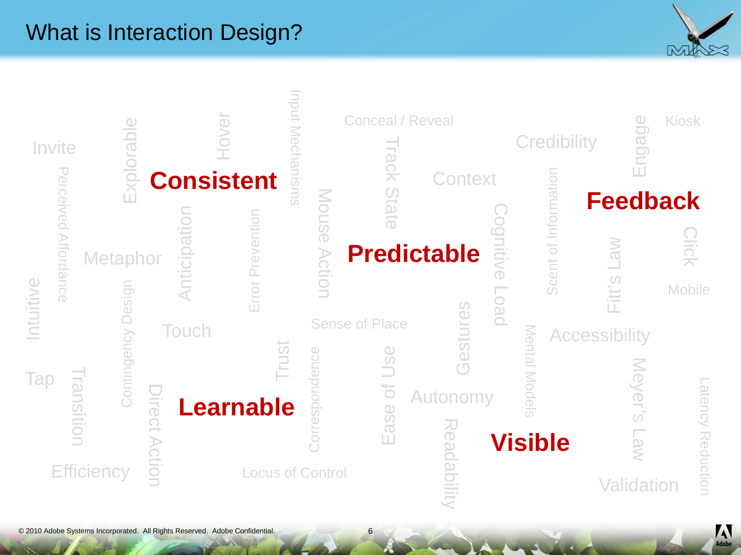# What is Interaction Design?

Invite

Perceived Affordance

Explorable

**Consistent**

Hover

Input Mechanisms

Conceal / Reveal

Track State

Credibility

Engage

Kiosk

Context

Scent of Information

**Feedback**

Metaphor

Anticipation

Error Prevention

Mouse Action

**Predictable**

Cognitive Load

Fitt's Law

Click

Mobile

Intuitive

Contingency Design

Touch

Sense of Place

Gestures

Mental Models

Accessibility

Tap

Transition

Direct Action

**Learnable**

Trust

Correspondence

Ease of Use

Autonomy

Readability

**Visible**

Meyer's Law

Latency Reduction

Efficiency

Locus of Control

Validation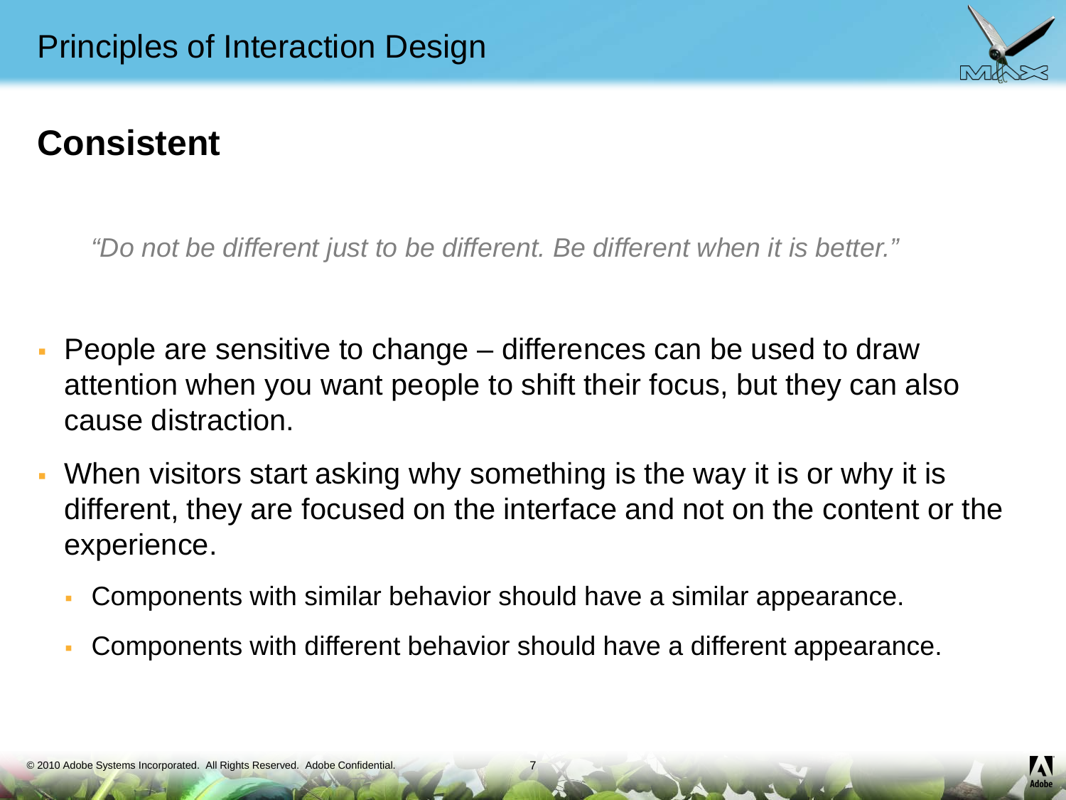# Principles of Interaction Design

## Consistent

*"Do not be different just to be different. Be different when it is better."*

- People are sensitive to change – differences can be used to draw attention when you want people to shift their focus, but they can also cause distraction.
- When visitors start asking why something is the way it is or why it is different, they are focused on the interface and not on the content or the experience.
  - Components with similar behavior should have a similar appearance.
  - Components with different behavior should have a different appearance.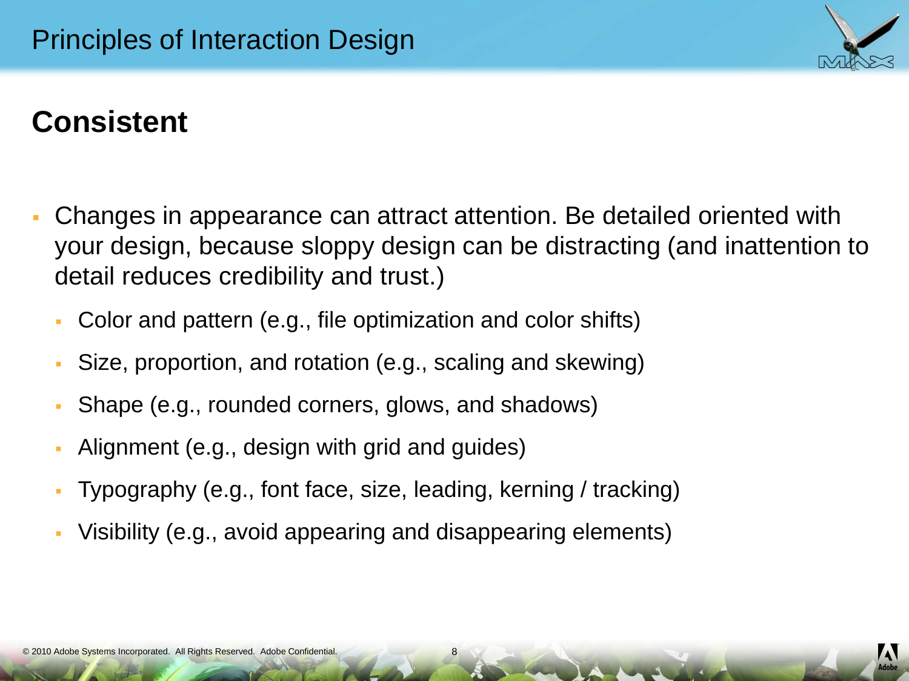# Principles of Interaction Design

## Consistent

- Changes in appearance can attract attention. Be detailed oriented with your design, because sloppy design can be distracting (and inattention to detail reduces credibility and trust.)
  - Color and pattern (e.g., file optimization and color shifts)
  - Size, proportion, and rotation (e.g., scaling and skewing)
  - Shape (e.g., rounded corners, glows, and shadows)
  - Alignment (e.g., design with grid and guides)
  - Typography (e.g., font face, size, leading, kerning / tracking)
  - Visibility (e.g., avoid appearing and disappearing elements)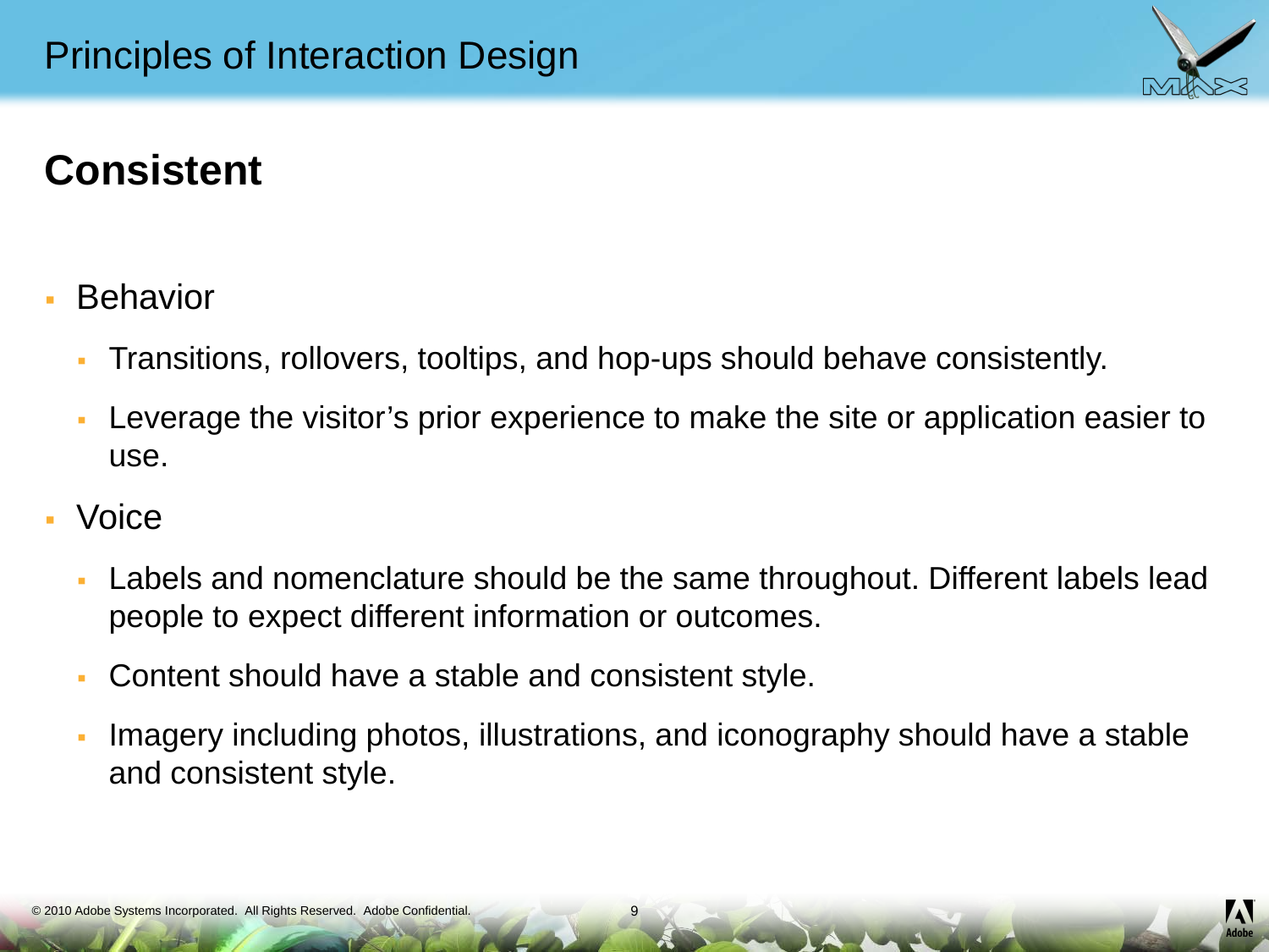# Principles of Interaction Design

## Consistent

- Behavior
  - Transitions, rollovers, tooltips, and hop-ups should behave consistently.
  - Leverage the visitor's prior experience to make the site or application easier to use.
- Voice
  - Labels and nomenclature should be the same throughout. Different labels lead people to expect different information or outcomes.
  - Content should have a stable and consistent style.
  - Imagery including photos, illustrations, and iconography should have a stable and consistent style.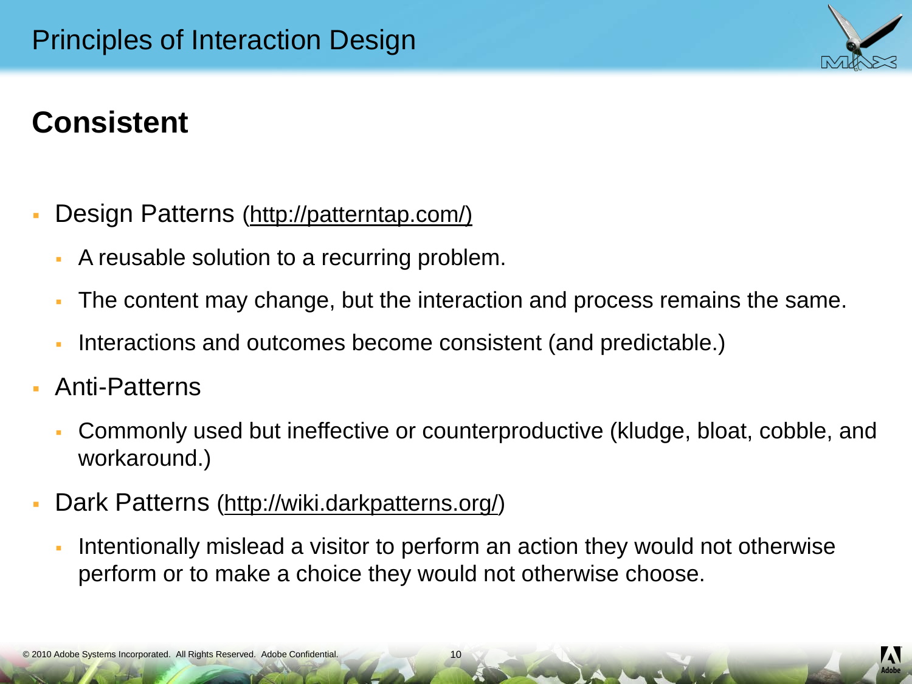# Consistent

- Design Patterns (http://patterntap.com/)
  - A reusable solution to a recurring problem.
  - The content may change, but the interaction and process remains the same.
  - Interactions and outcomes become consistent (and predictable.)
- Anti-Patterns
  - Commonly used but ineffective or counterproductive (kludge, bloat, cobble, and workaround.)
- Dark Patterns (http://wiki.darkpatterns.org/)
  - Intentionally mislead a visitor to perform an action they would not otherwise perform or to make a choice they would not otherwise choose.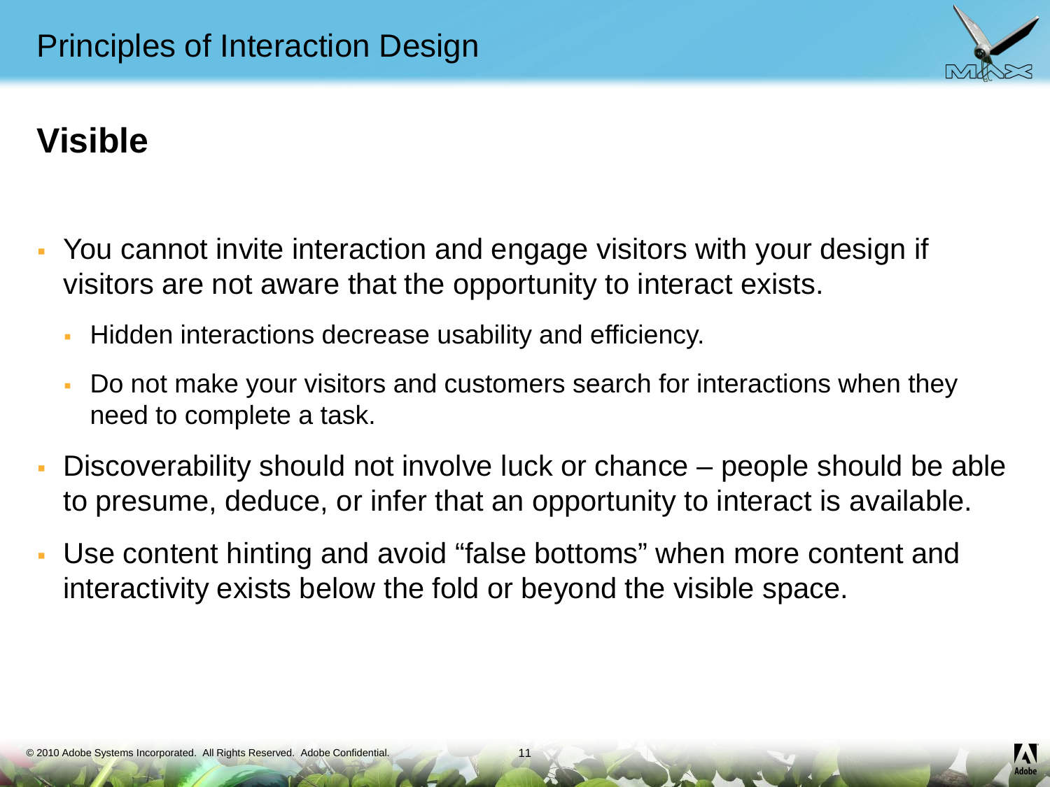# Principles of Interaction Design

## Visible

- You cannot invite interaction and engage visitors with your design if visitors are not aware that the opportunity to interact exists.
  - Hidden interactions decrease usability and efficiency.
  - Do not make your visitors and customers search for interactions when they need to complete a task.
- Discoverability should not involve luck or chance – people should be able to presume, deduce, or infer that an opportunity to interact is available.
- Use content hinting and avoid "false bottoms" when more content and interactivity exists below the fold or beyond the visible space.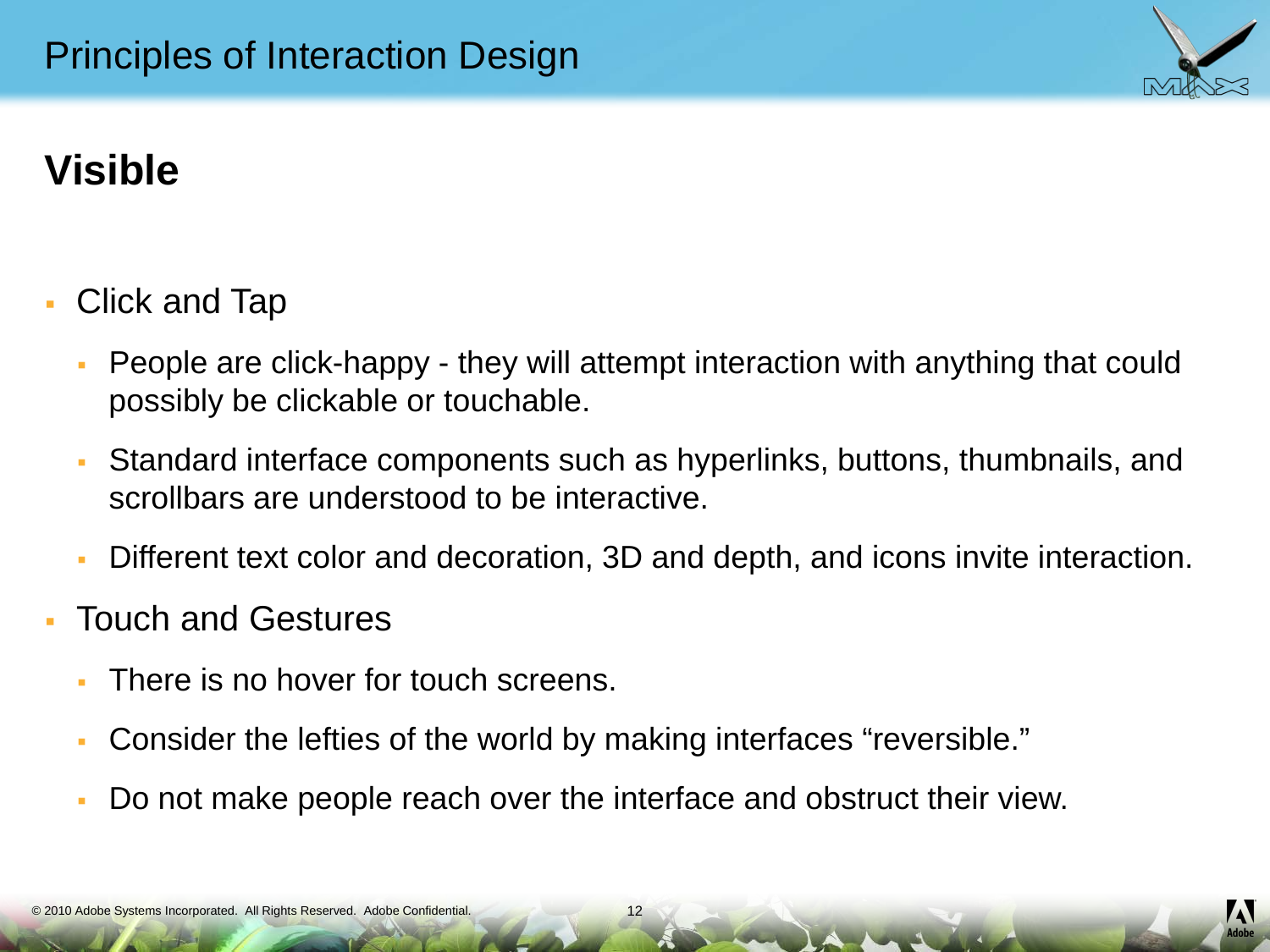# Principles of Interaction Design

## Visible

- Click and Tap
  - People are click-happy - they will attempt interaction with anything that could possibly be clickable or touchable.
  - Standard interface components such as hyperlinks, buttons, thumbnails, and scrollbars are understood to be interactive.
  - Different text color and decoration, 3D and depth, and icons invite interaction.
- Touch and Gestures
  - There is no hover for touch screens.
  - Consider the lefties of the world by making interfaces “reversible.”
  - Do not make people reach over the interface and obstruct their view.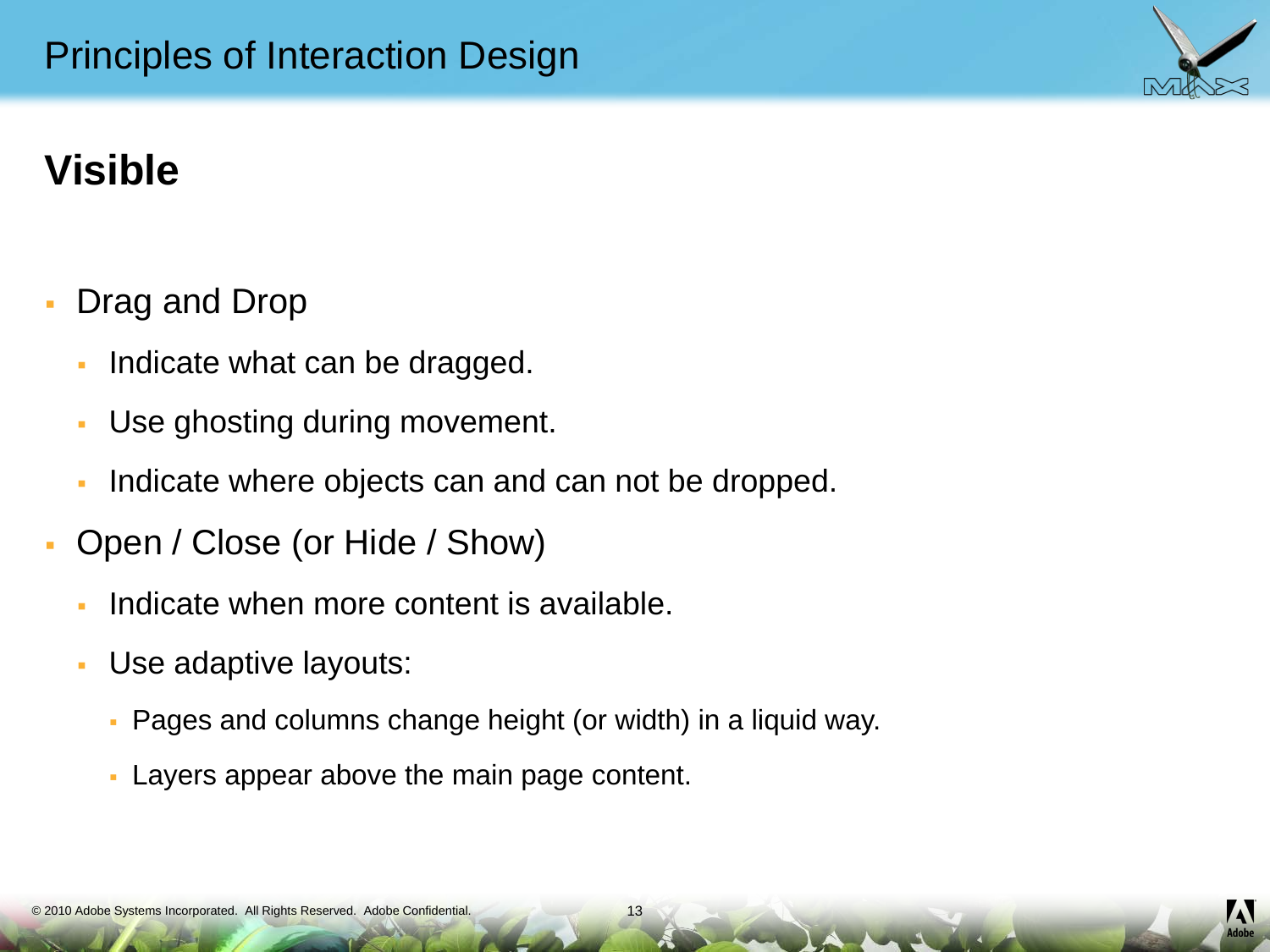# Visible

- Drag and Drop
  - Indicate what can be dragged.
  - Use ghosting during movement.
  - Indicate where objects can and can not be dropped.
- Open / Close (or Hide / Show)
  - Indicate when more content is available.
  - Use adaptive layouts:
    - Pages and columns change height (or width) in a liquid way.
    - Layers appear above the main page content.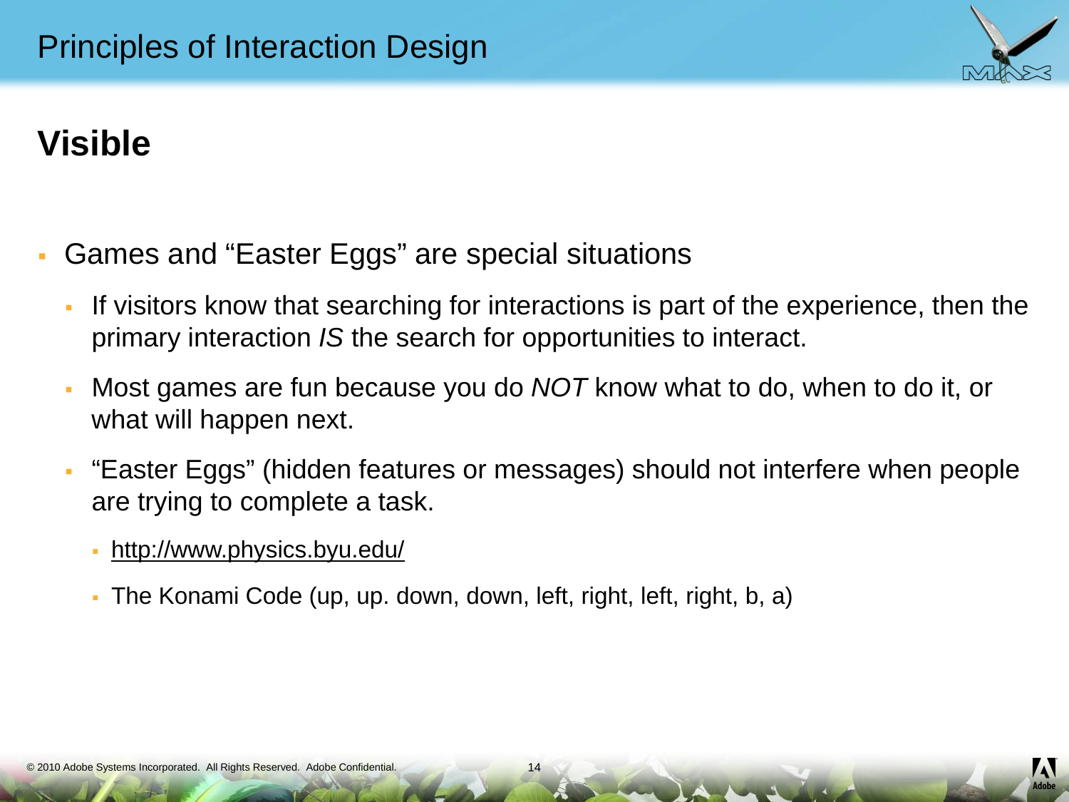# Principles of Interaction Design

## Visible

- Games and "Easter Eggs" are special situations
  - If visitors know that searching for interactions is part of the experience, then the primary interaction *IS* the search for opportunities to interact.
  - Most games are fun because you do *NOT* know what to do, when to do it, or what will happen next.
  - "Easter Eggs" (hidden features or messages) should not interfere when people are trying to complete a task.
    - http://www.physics.byu.edu/
    - The Konami Code (up, up. down, down, left, right, left, right, b, a)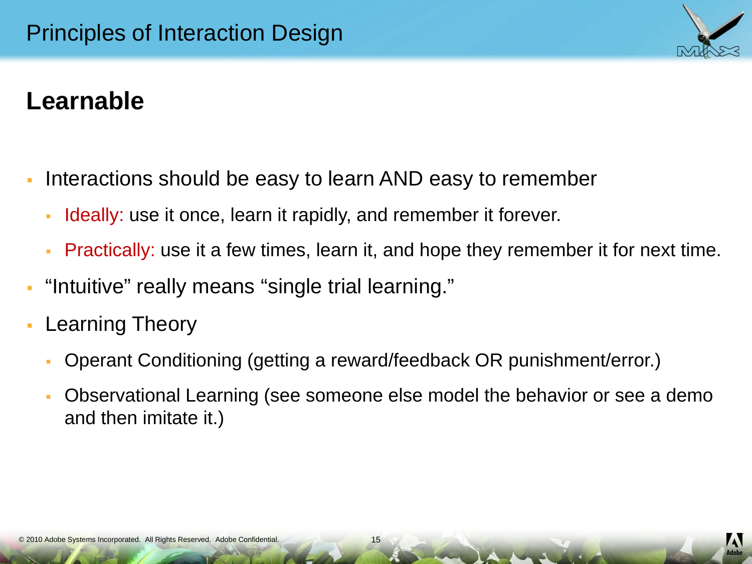## Learnable

- Interactions should be easy to learn AND easy to remember
  - Ideally: use it once, learn it rapidly, and remember it forever.
  - Practically: use it a few times, learn it, and hope they remember it for next time.
- "Intuitive" really means "single trial learning."
- Learning Theory
  - Operant Conditioning (getting a reward/feedback OR punishment/error.)
  - Observational Learning (see someone else model the behavior or see a demo and then imitate it.)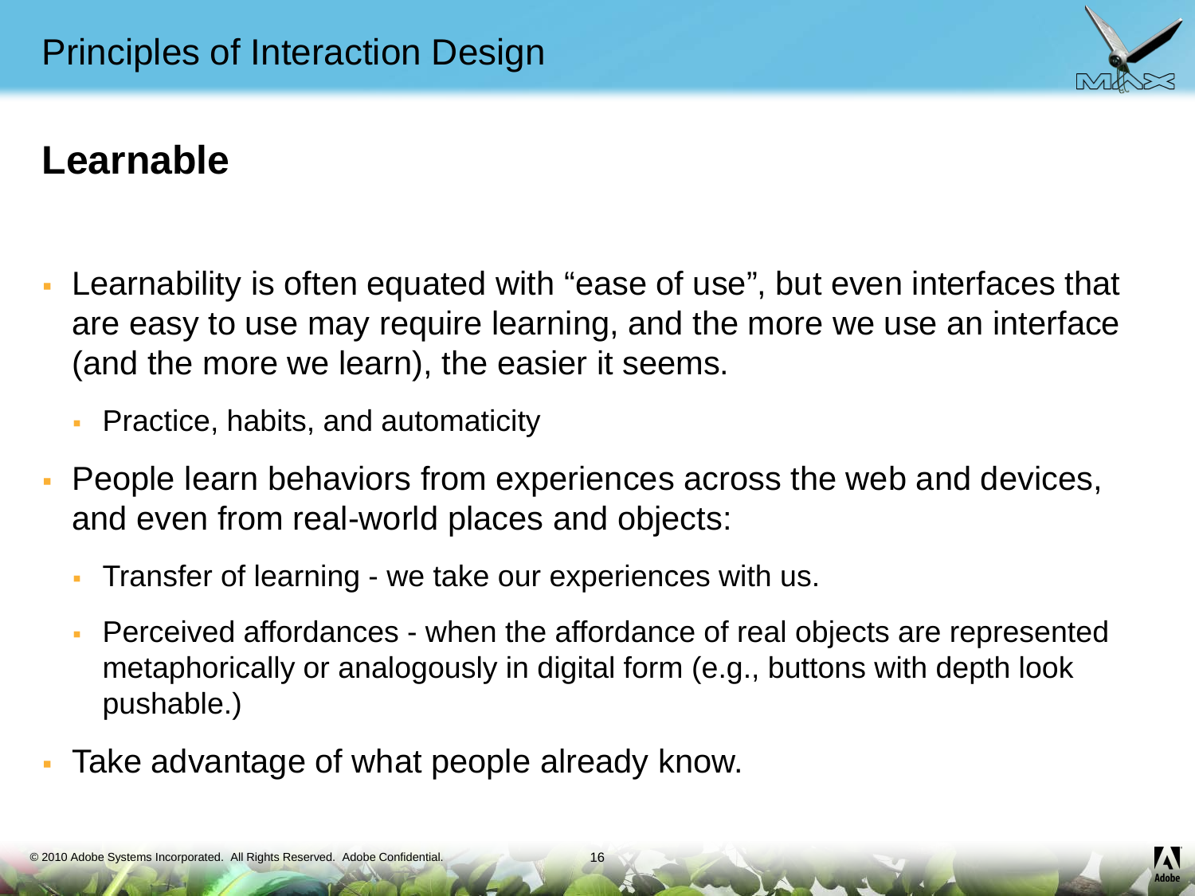## Principles of Interaction Design

### Learnable

- Learnability is often equated with "ease of use", but even interfaces that are easy to use may require learning, and the more we use an interface (and the more we learn), the easier it seems.
  - Practice, habits, and automaticity
- People learn behaviors from experiences across the web and devices, and even from real-world places and objects:
  - Transfer of learning - we take our experiences with us.
  - Perceived affordances - when the affordance of real objects are represented metaphorically or analogously in digital form (e.g., buttons with depth look pushable.)
- Take advantage of what people already know.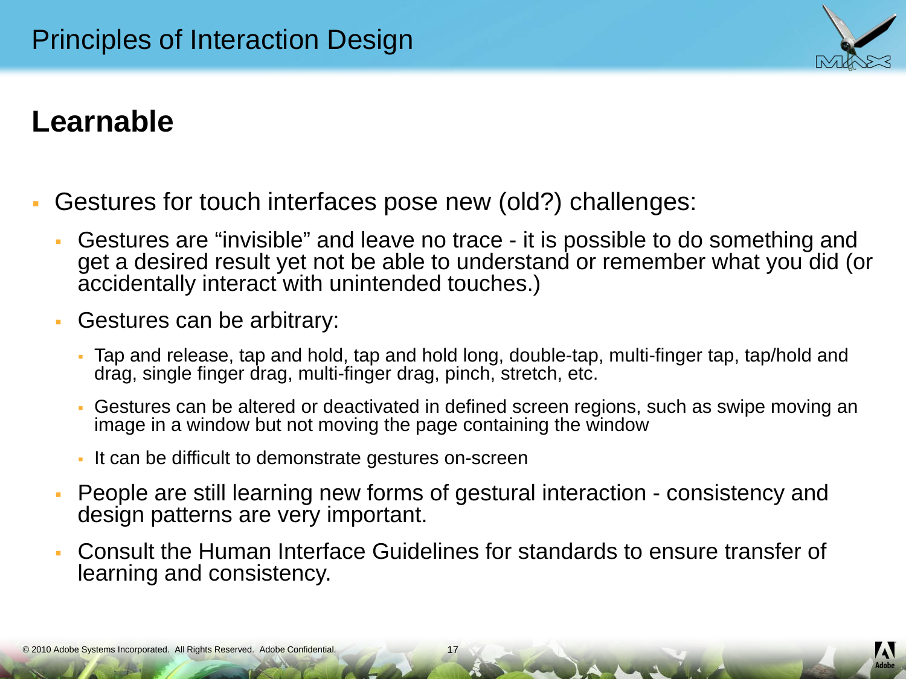# Principles of Interaction Design

## Learnable

- Gestures for touch interfaces pose new (old?) challenges:
  - Gestures are “invisible” and leave no trace - it is possible to do something and get a desired result yet not be able to understand or remember what you did (or accidentally interact with unintended touches.)
  - Gestures can be arbitrary:
    - Tap and release, tap and hold, tap and hold long, double-tap, multi-finger tap, tap/hold and drag, single finger drag, multi-finger drag, pinch, stretch, etc.
    - Gestures can be altered or deactivated in defined screen regions, such as swipe moving an image in a window but not moving the page containing the window
    - It can be difficult to demonstrate gestures on-screen
  - People are still learning new forms of gestural interaction - consistency and design patterns are very important.
  - Consult the Human Interface Guidelines for standards to ensure transfer of learning and consistency.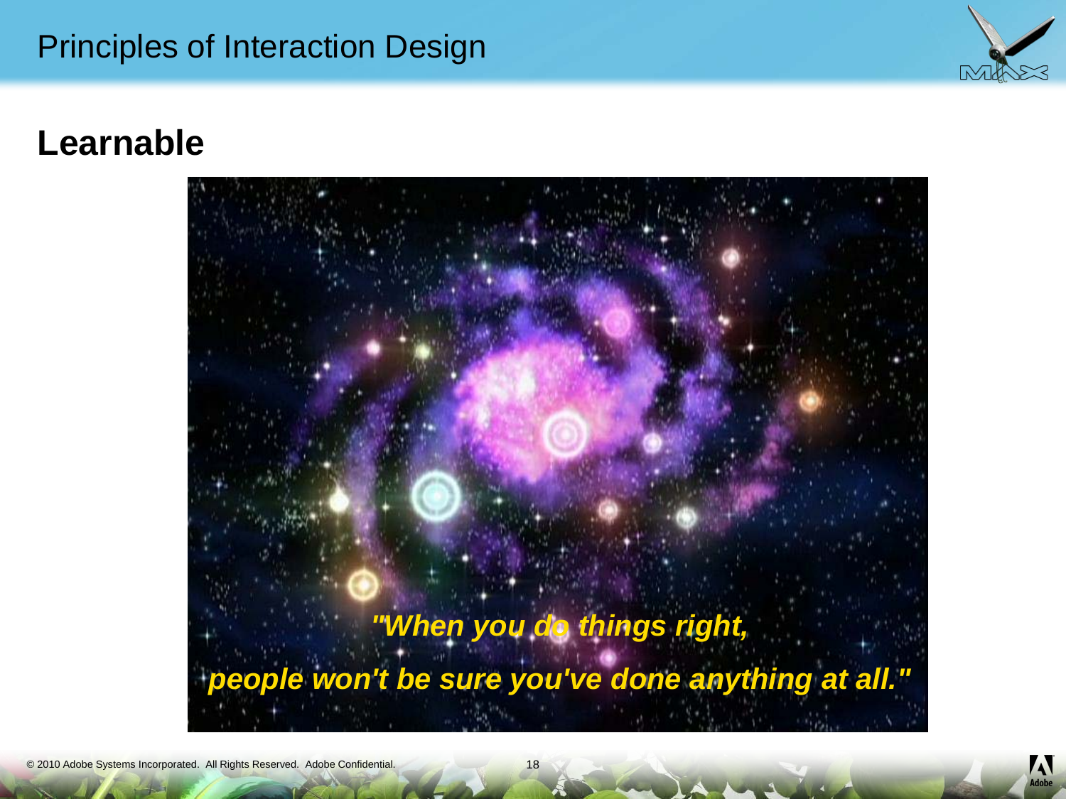# Learnable

*"When you do things right,*

*people won't be sure you've done anything at all."*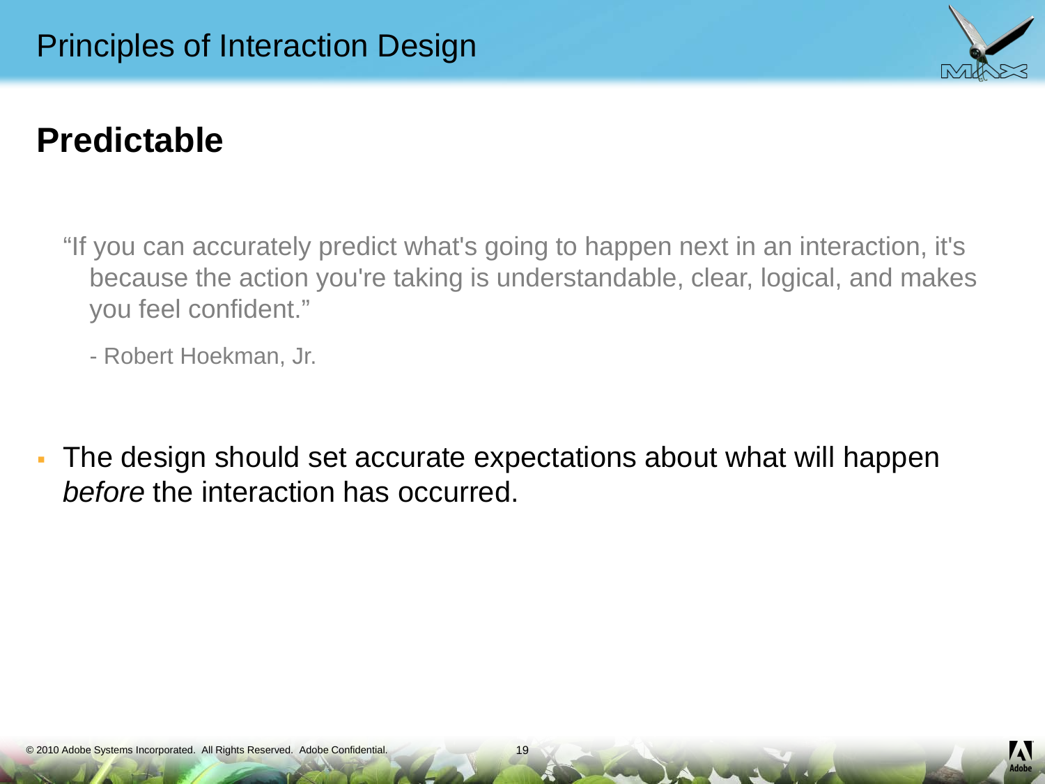# Principles of Interaction Design

## Predictable

> "If you can accurately predict what's going to happen next in an interaction, it's because the action you're taking is understandable, clear, logical, and makes you feel confident."
>
> - Robert Hoekman, Jr.

- The design should set accurate expectations about what will happen *before* the interaction has occurred.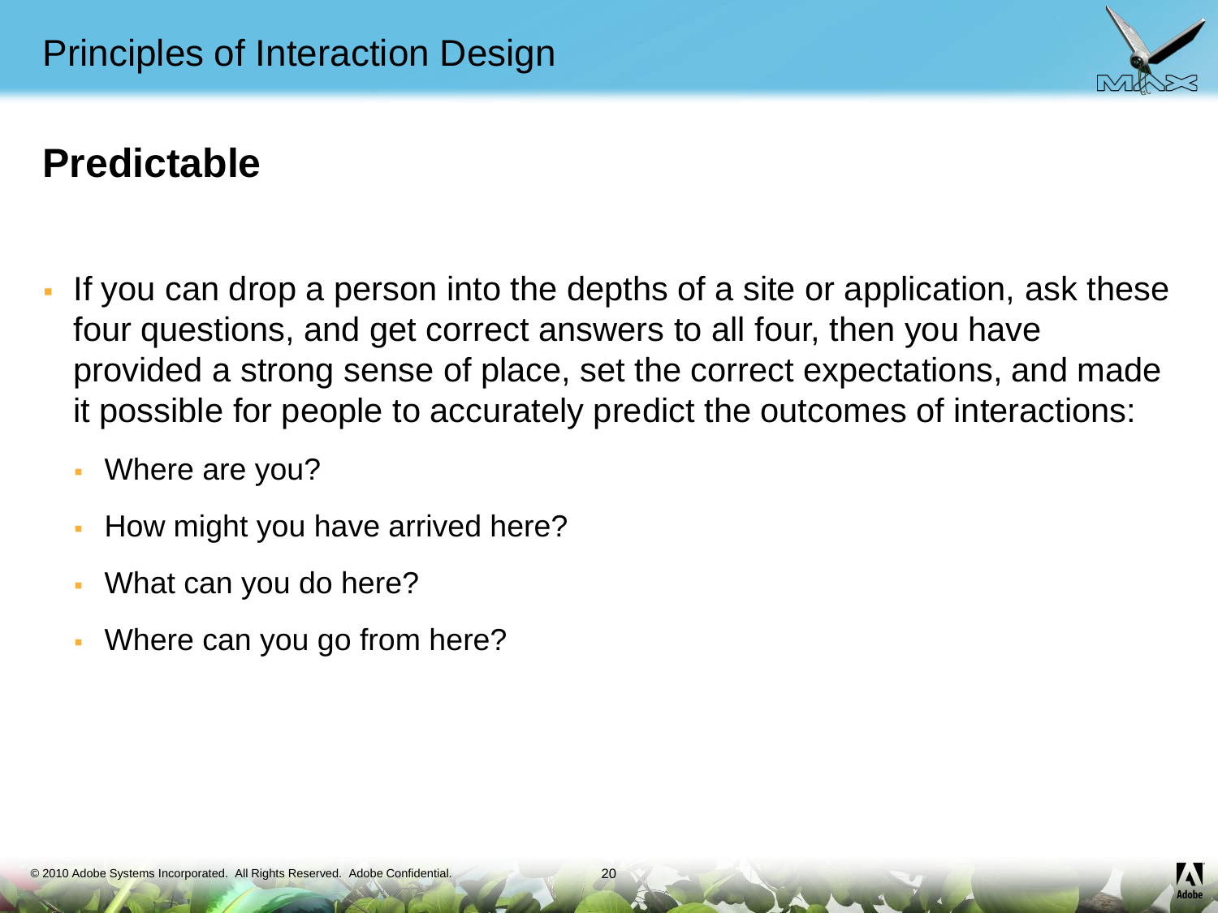# Principles of Interaction Design

## Predictable

- If you can drop a person into the depths of a site or application, ask these four questions, and get correct answers to all four, then you have provided a strong sense of place, set the correct expectations, and made it possible for people to accurately predict the outcomes of interactions:
  - Where are you?
  - How might you have arrived here?
  - What can you do here?
  - Where can you go from here?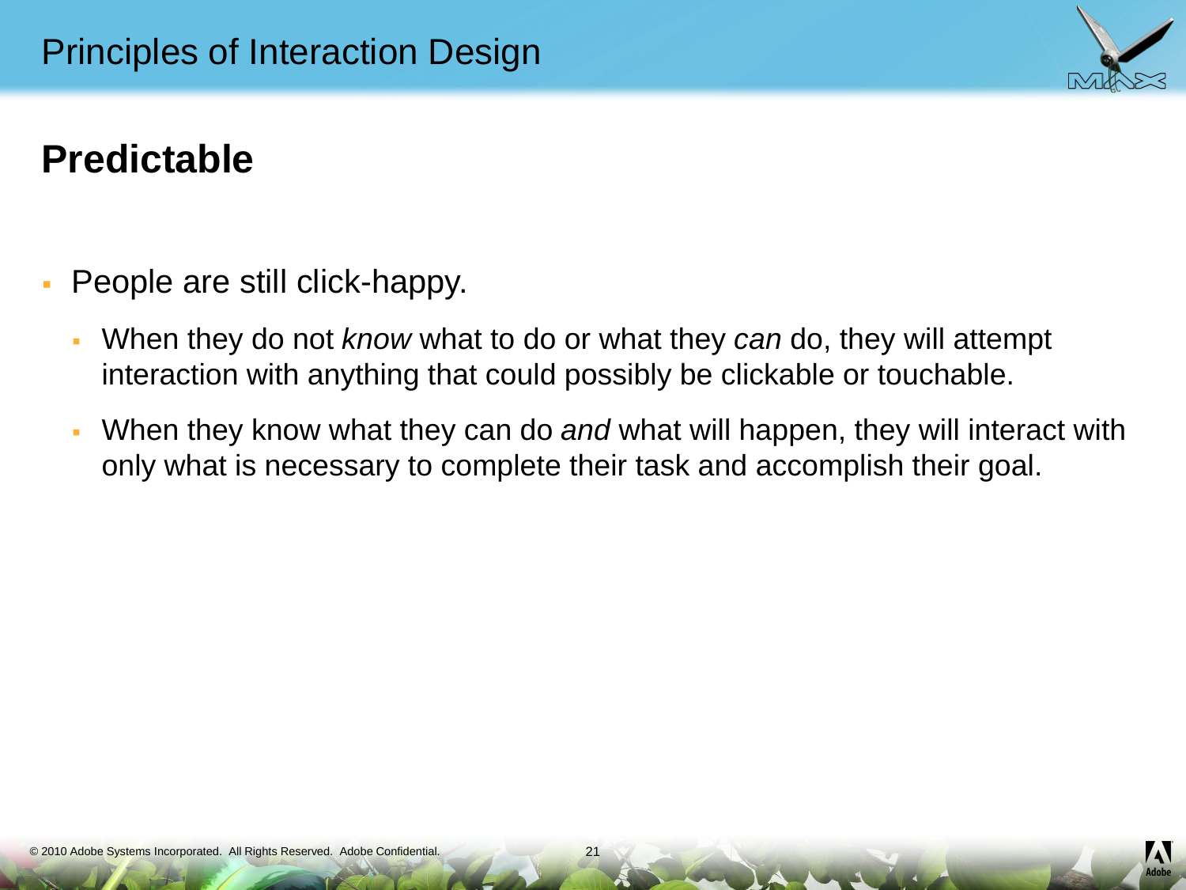# Principles of Interaction Design

## Predictable

- People are still click-happy.
  - When they do not *know* what to do or what they *can* do, they will attempt interaction with anything that could possibly be clickable or touchable.
  - When they know what they can do *and* what will happen, they will interact with only what is necessary to complete their task and accomplish their goal.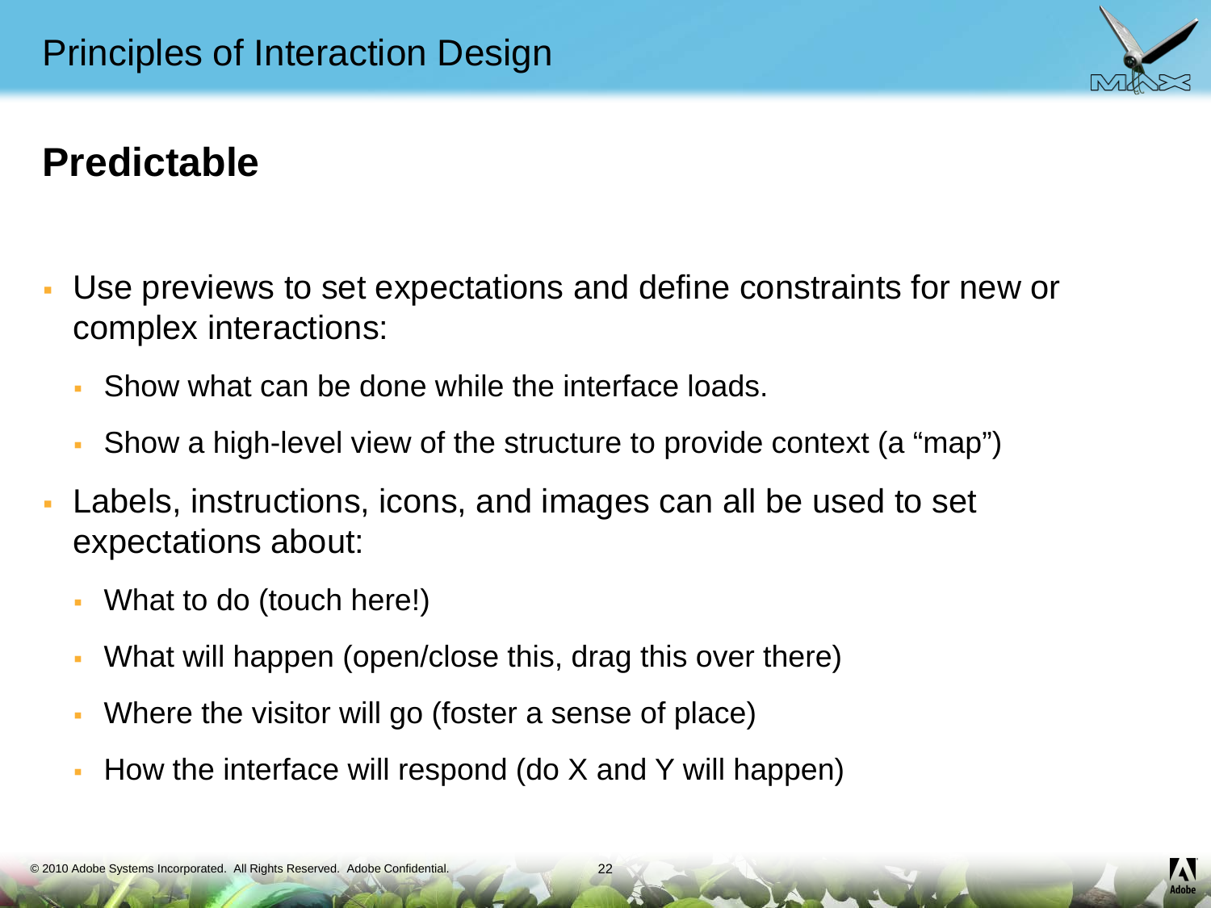## Predictable

- Use previews to set expectations and define constraints for new or complex interactions:
  - Show what can be done while the interface loads.
  - Show a high-level view of the structure to provide context (a "map")
- Labels, instructions, icons, and images can all be used to set expectations about:
  - What to do (touch here!)
  - What will happen (open/close this, drag this over there)
  - Where the visitor will go (foster a sense of place)
  - How the interface will respond (do X and Y will happen)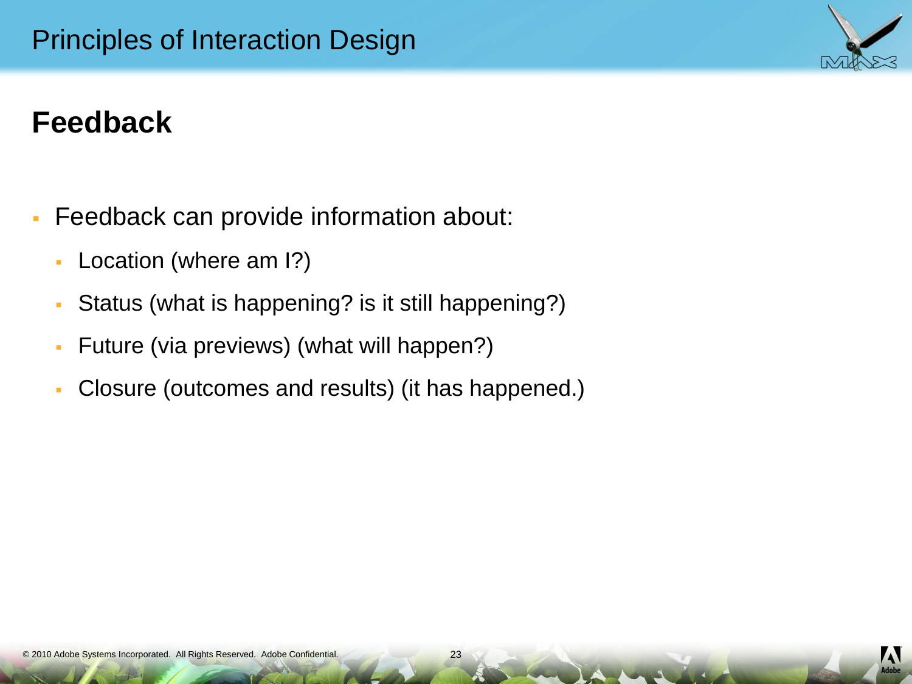## Feedback

- Feedback can provide information about:
  - Location (where am I?)
  - Status (what is happening? is it still happening?)
  - Future (via previews) (what will happen?)
  - Closure (outcomes and results) (it has happened.)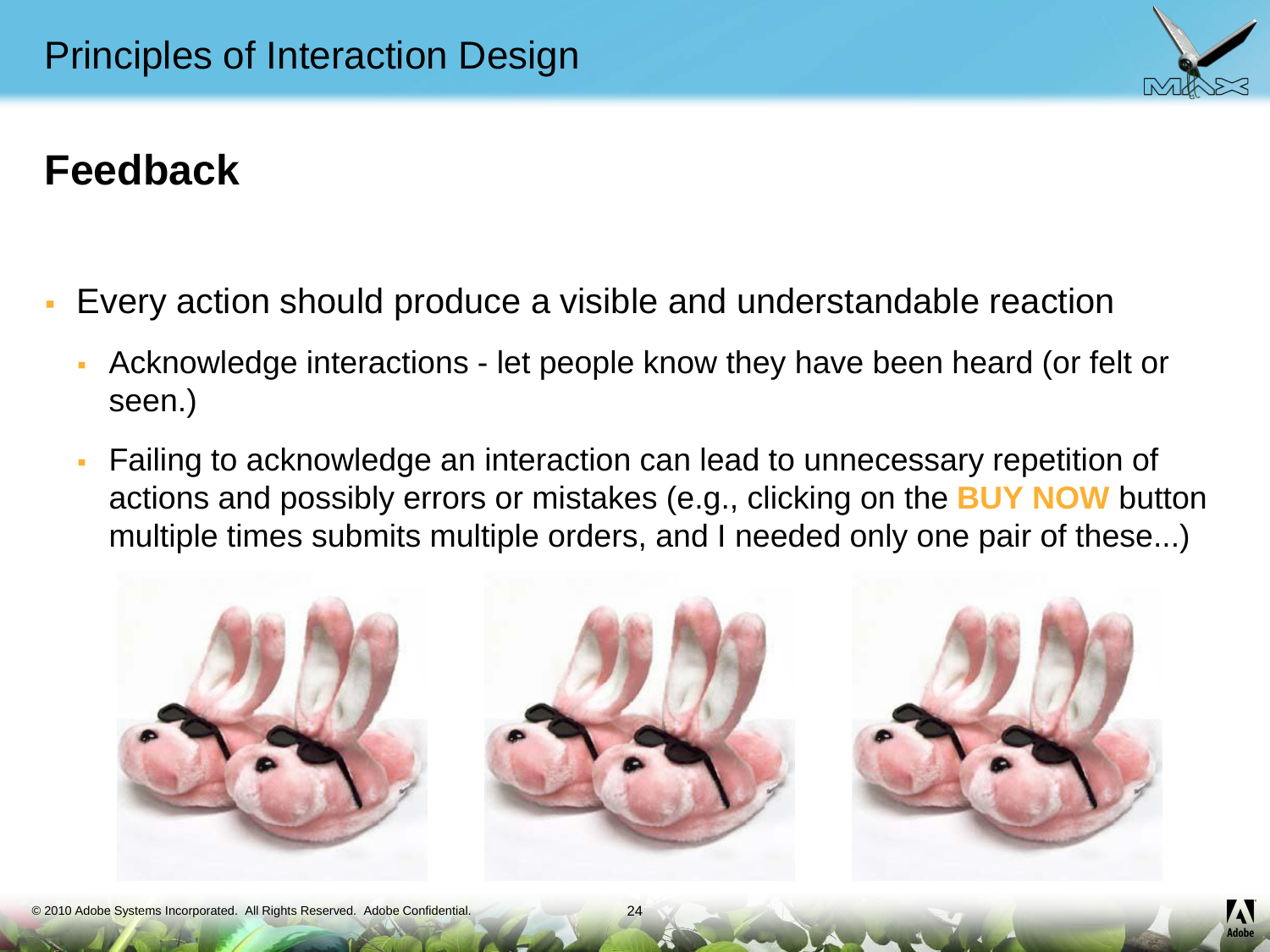## Feedback

- Every action should produce a visible and understandable reaction
  - Acknowledge interactions - let people know they have been heard (or felt or seen.)
  - Failing to acknowledge an interaction can lead to unnecessary repetition of actions and possibly errors or mistakes (e.g., clicking on the **BUY NOW** button multiple times submits multiple orders, and I needed only one pair of these...)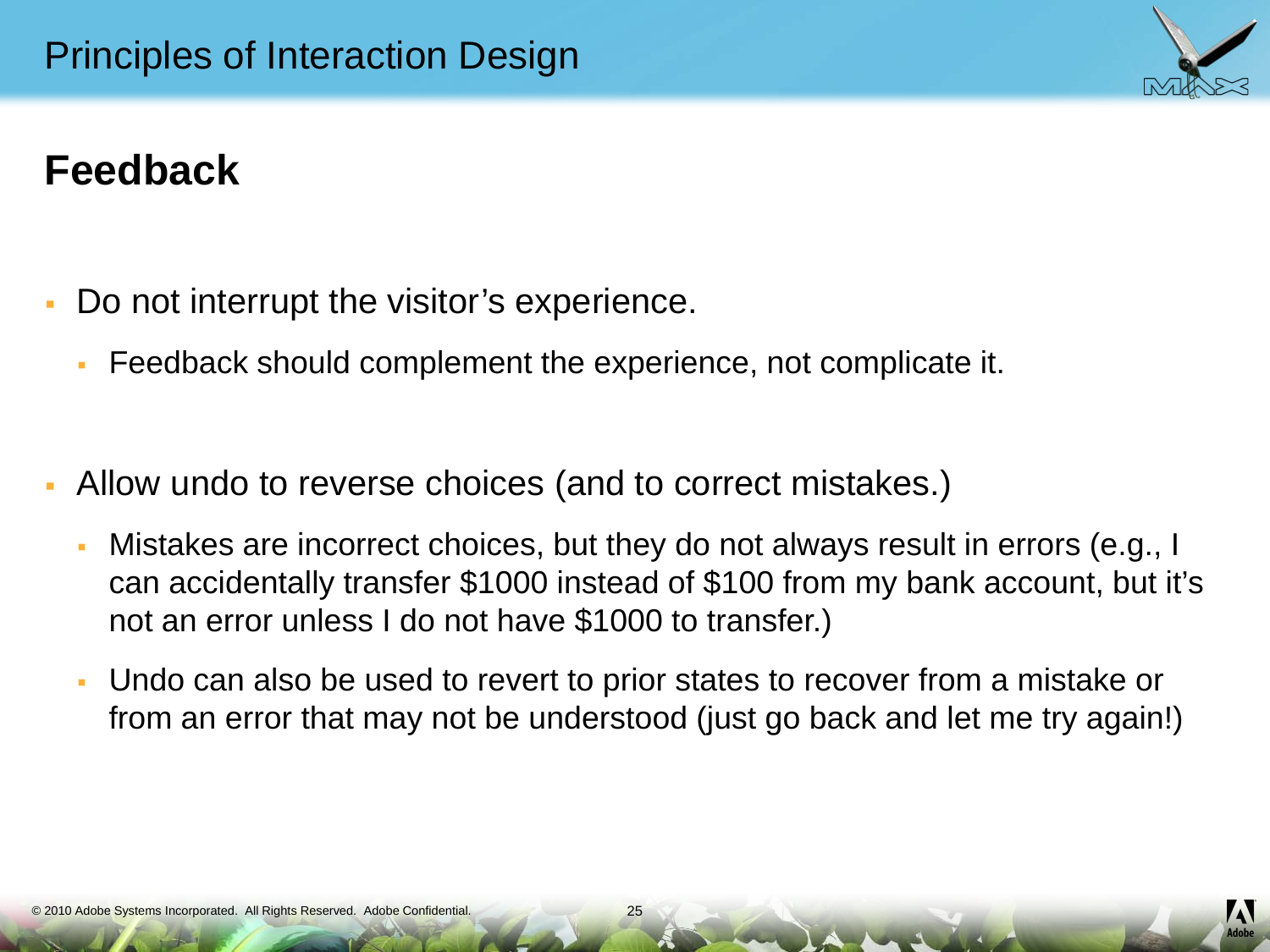# Principles of Interaction Design

## Feedback

- Do not interrupt the visitor's experience.
  - Feedback should complement the experience, not complicate it.
- Allow undo to reverse choices (and to correct mistakes.)
  - Mistakes are incorrect choices, but they do not always result in errors (e.g., I can accidentally transfer $1000 instead of $100 from my bank account, but it's not an error unless I do not have $1000 to transfer.)
  - Undo can also be used to revert to prior states to recover from a mistake or from an error that may not be understood (just go back and let me try again!)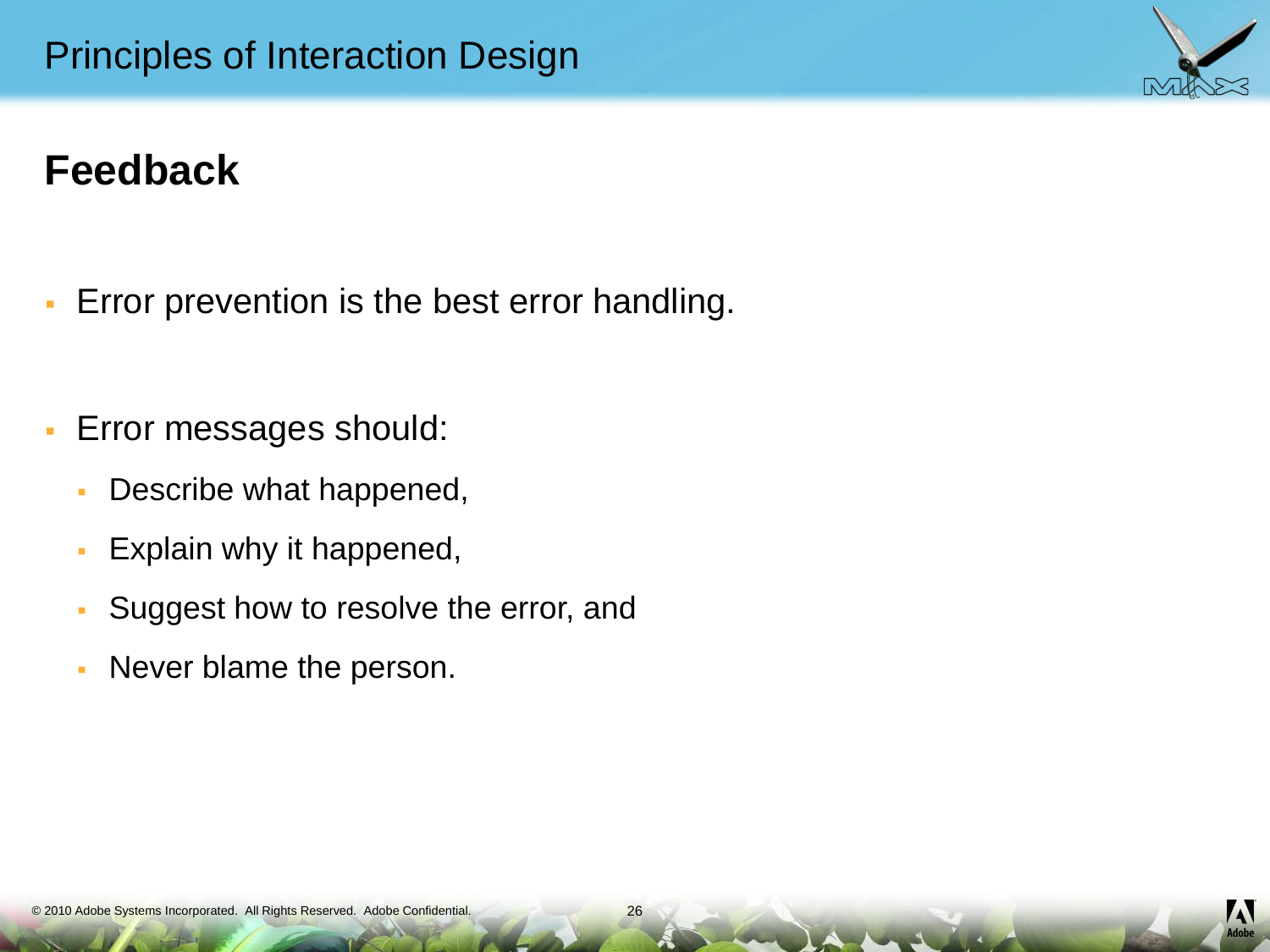## Feedback

- Error prevention is the best error handling.

- Error messages should:
  - Describe what happened,
  - Explain why it happened,
  - Suggest how to resolve the error, and
  - Never blame the person.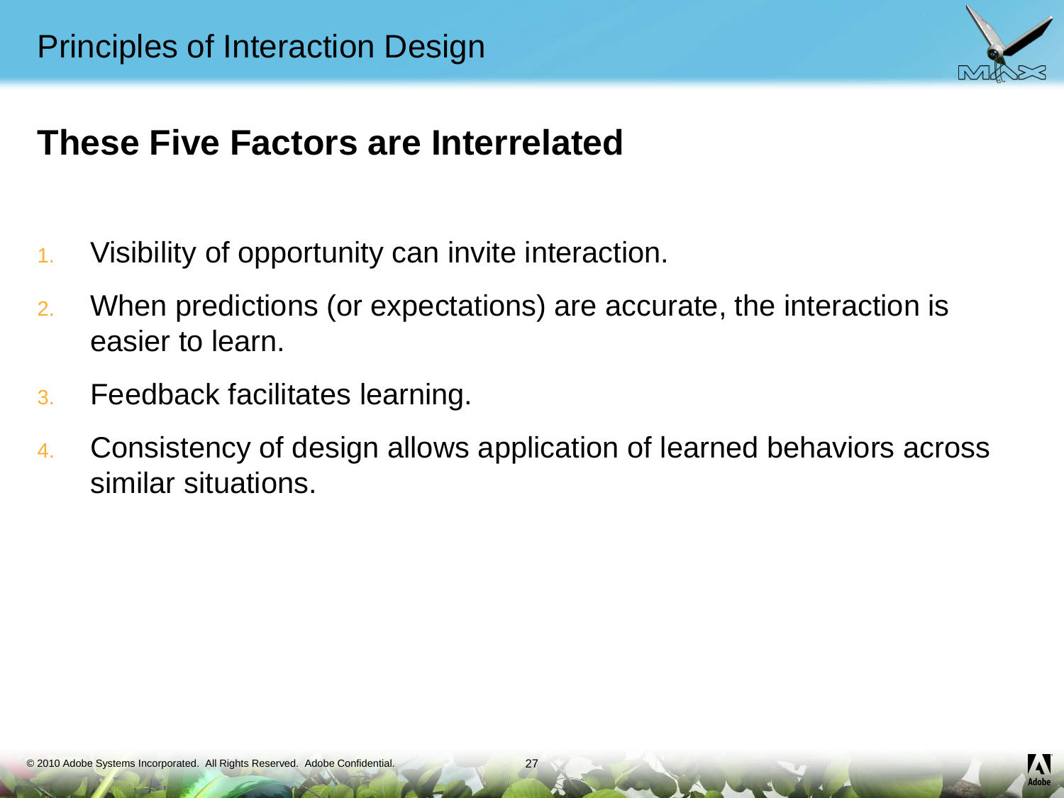# These Five Factors are Interrelated

1. Visibility of opportunity can invite interaction.
2. When predictions (or expectations) are accurate, the interaction is easier to learn.
3. Feedback facilitates learning.
4. Consistency of design allows application of learned behaviors across similar situations.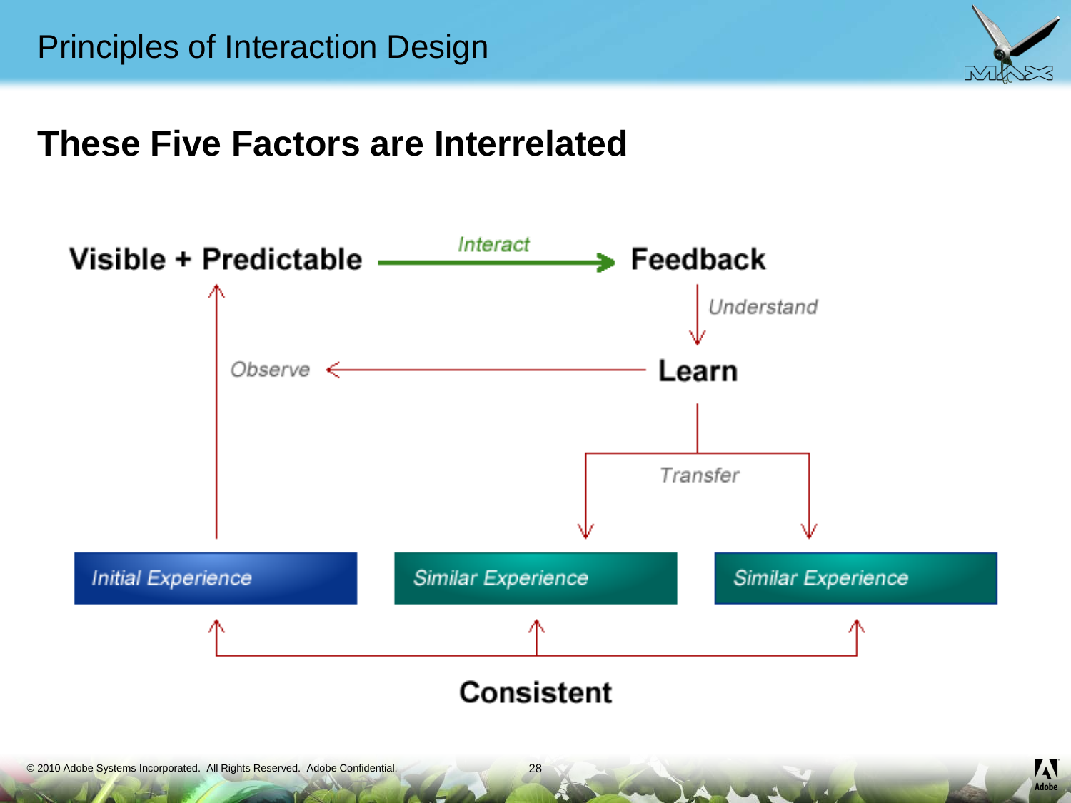# These Five Factors are Interrelated

Visible + Predictable — *Interact* → Feedback

Feedback — *Understand* → Learn

Learn — *Observe* → Visible + Predictable

Learn — *Transfer* → Similar Experience, Similar Experience

*Initial Experience* | *Similar Experience* | *Similar Experience*

Consistent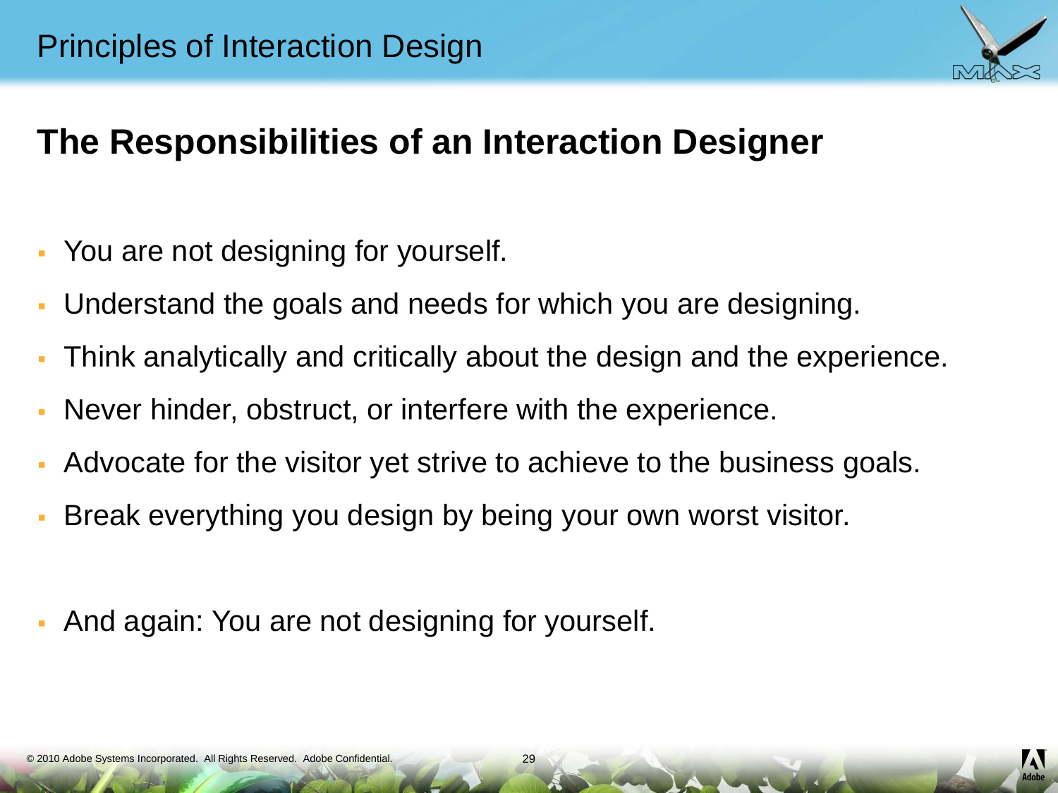## The Responsibilities of an Interaction Designer

- You are not designing for yourself.
- Understand the goals and needs for which you are designing.
- Think analytically and critically about the design and the experience.
- Never hinder, obstruct, or interfere with the experience.
- Advocate for the visitor yet strive to achieve to the business goals.
- Break everything you design by being your own worst visitor.

- And again: You are not designing for yourself.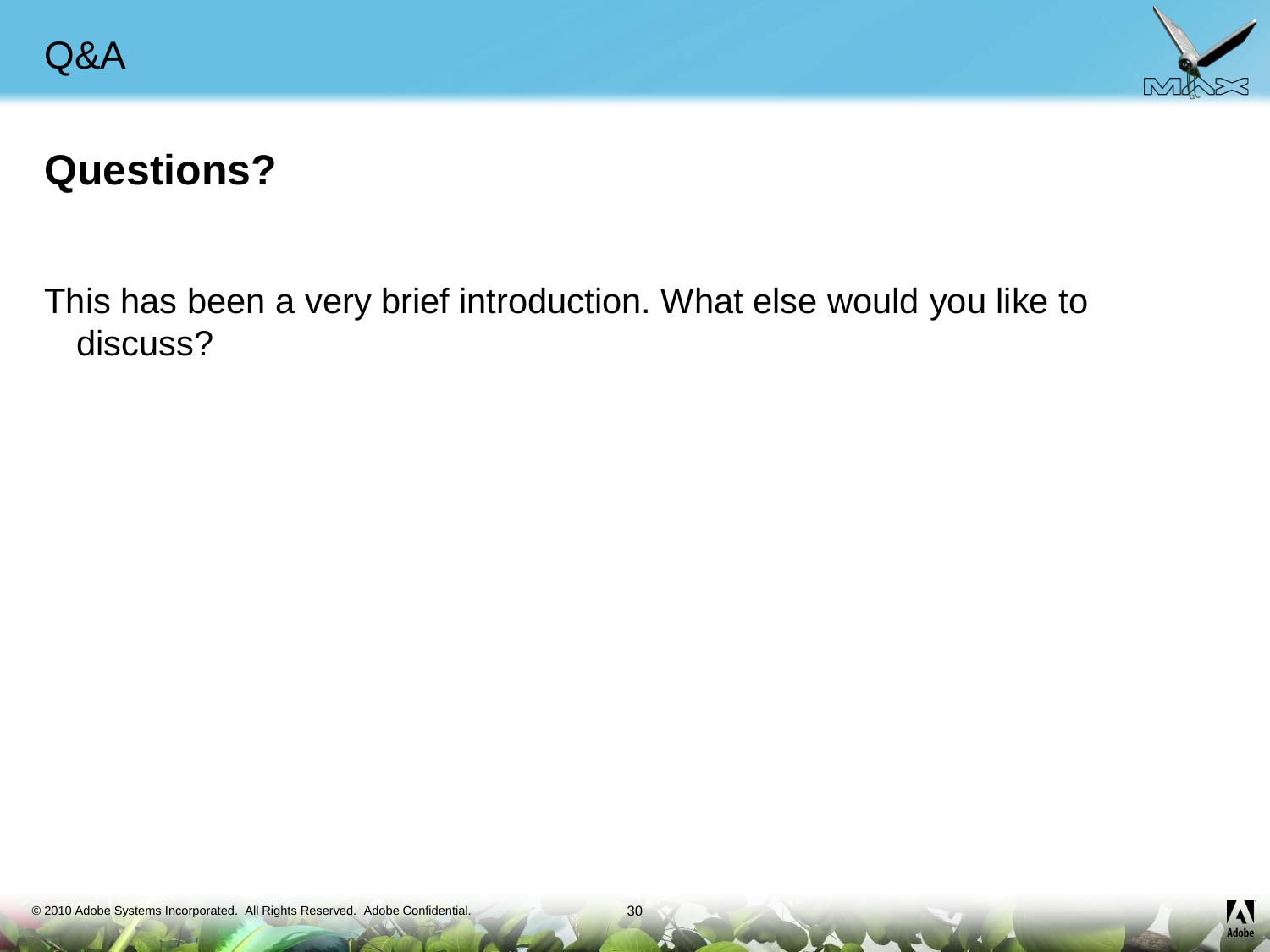# Q&A

## Questions?

This has been a very brief introduction. What else would you like to discuss?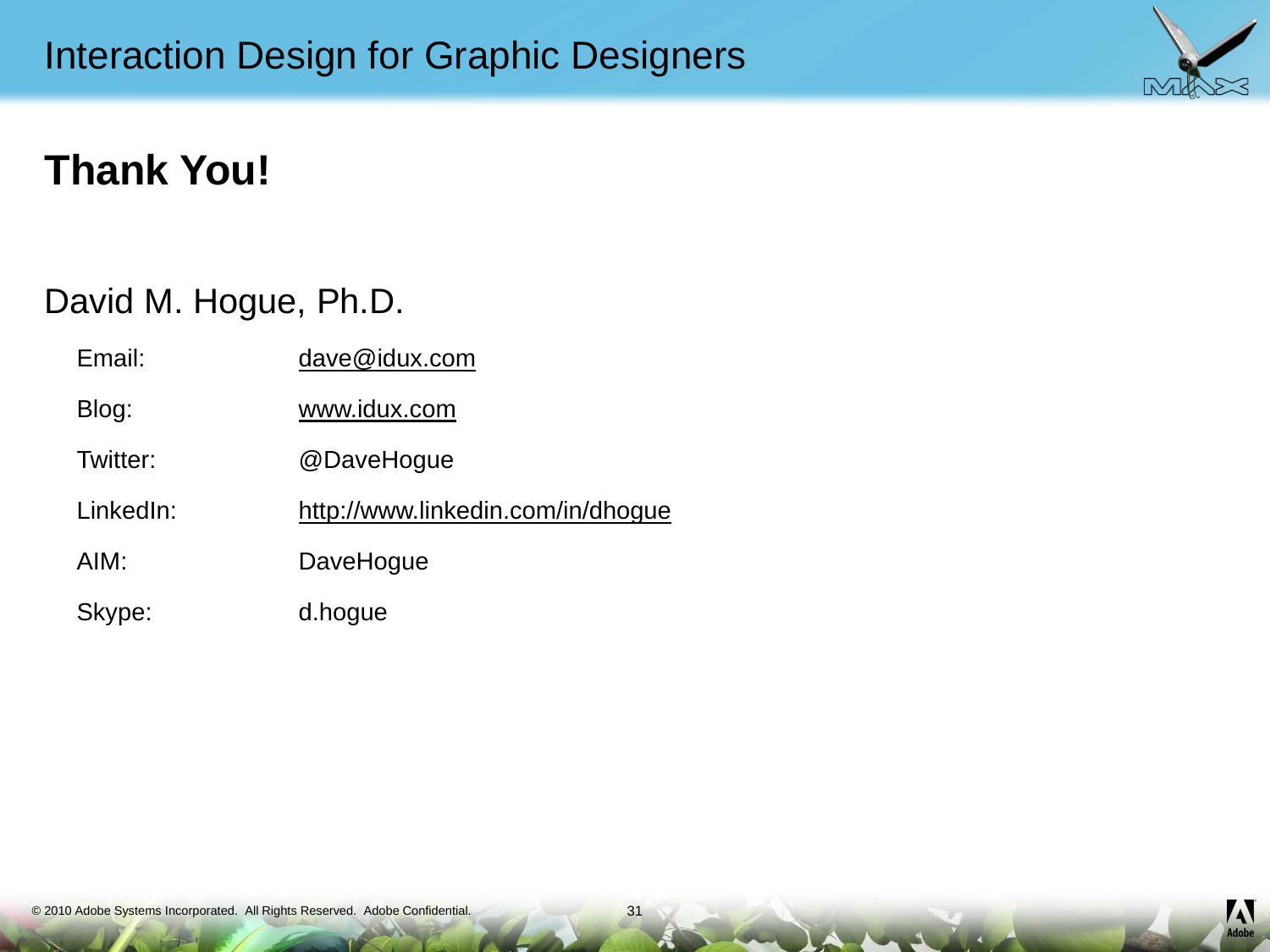# Thank You!

David M. Hogue, Ph.D.

| | |
|---|---|
| Email: | dave@idux.com |
| Blog: | www.idux.com |
| Twitter: | @DaveHogue |
| LinkedIn: | http://www.linkedin.com/in/dhogue |
| AIM: | DaveHogue |
| Skype: | d.hogue |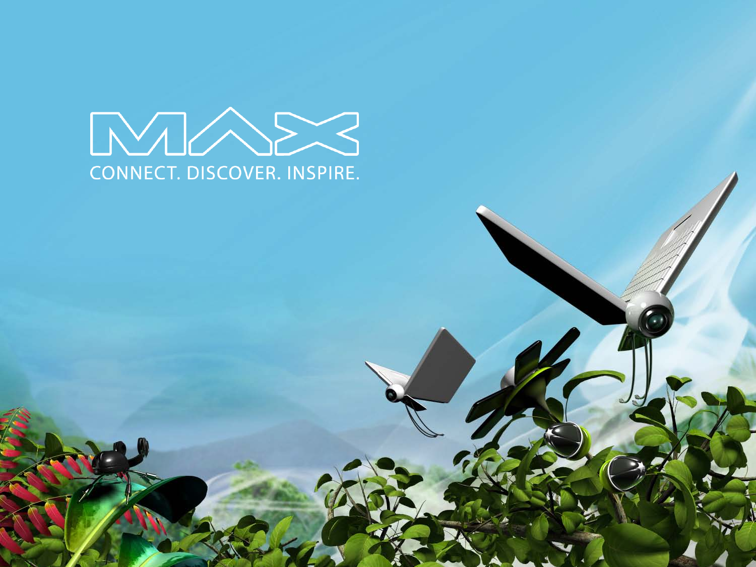MAX

CONNECT. DISCOVER. INSPIRE.